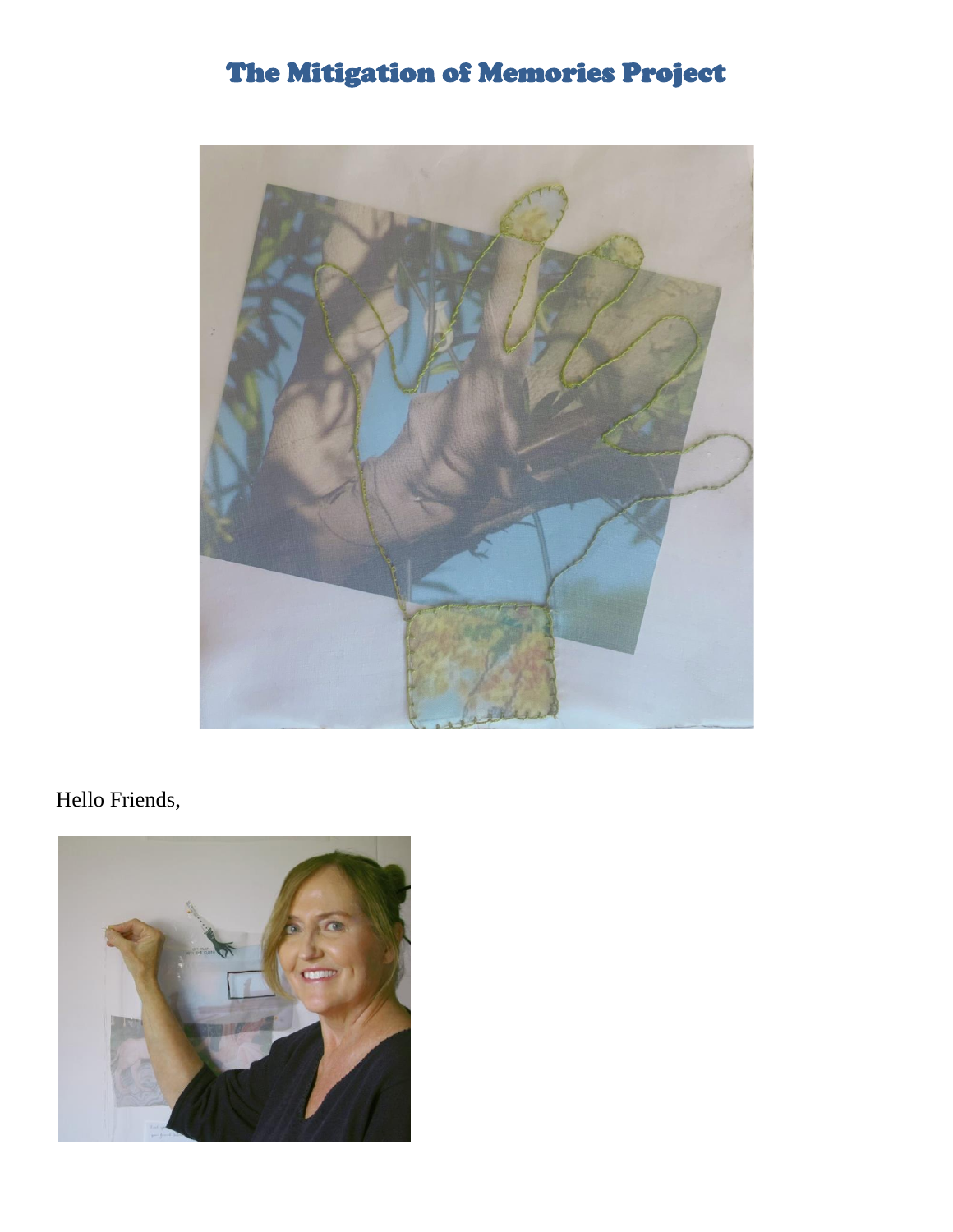# The Mitigation of Memories Project

Hello Friends,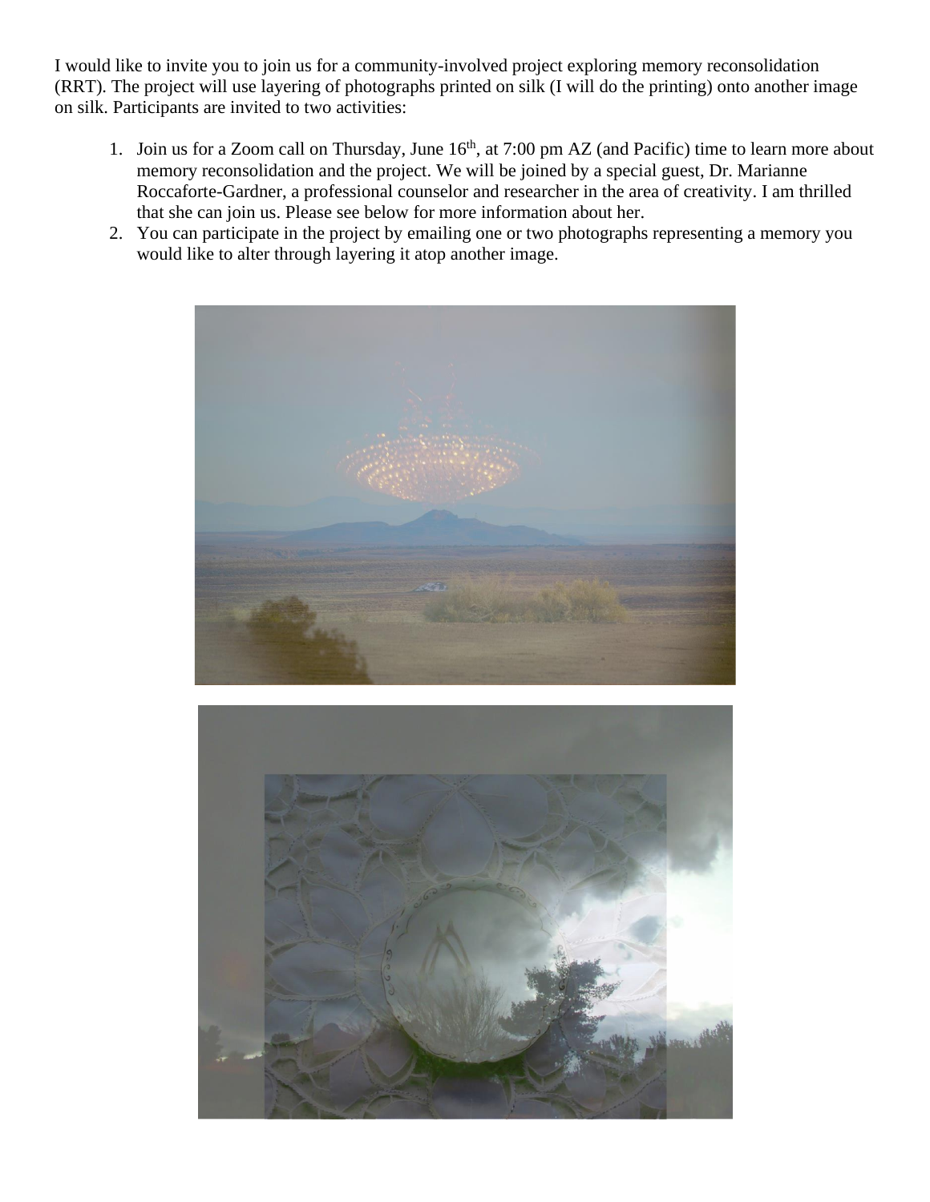I would like to invite you to join us for a community-involved project exploring memory reconsolidation (RRT). The project will use layering of photographs printed on silk (I will do the printing) onto another image on silk. Participants are invited to two activities:

1. Join us for a Zoom call on Thursday, June 16th, at 7:00 pm AZ (and Pacific) time to learn more about memory reconsolidation and the project. We will be joined by a special guest, Dr. Marianne Roccaforte-Gardner, a professional counselor and researcher in the area of creativity. I am thrilled that she can join us. Please see below for more information about her.
2. You can participate in the project by emailing one or two photographs representing a memory you would like to alter through layering it atop another image.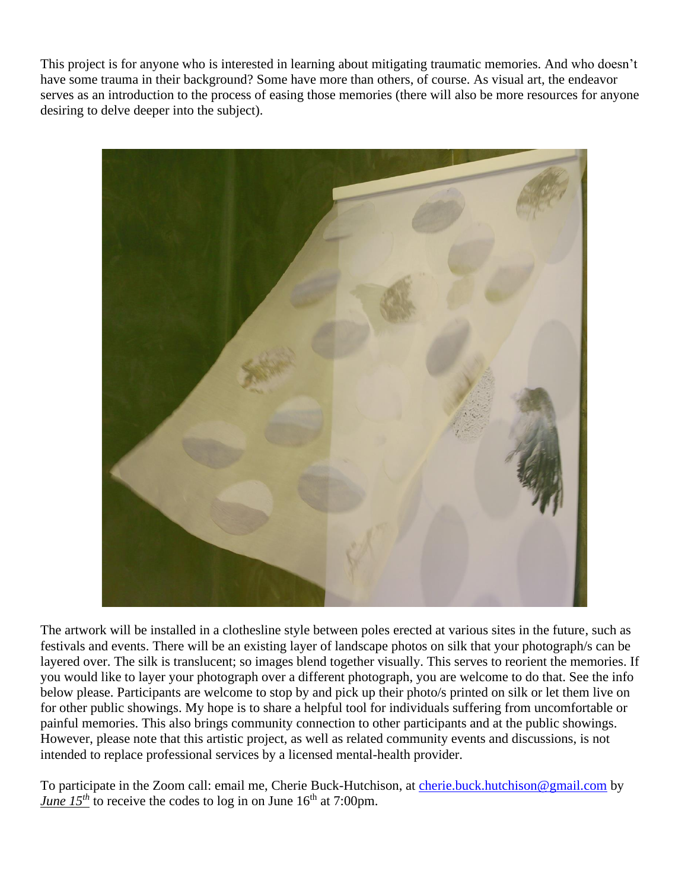This project is for anyone who is interested in learning about mitigating traumatic memories. And who doesn't have some trauma in their background? Some have more than others, of course. As visual art, the endeavor serves as an introduction to the process of easing those memories (there will also be more resources for anyone desiring to delve deeper into the subject).

The artwork will be installed in a clothesline style between poles erected at various sites in the future, such as festivals and events. There will be an existing layer of landscape photos on silk that your photograph/s can be layered over. The silk is translucent; so images blend together visually. This serves to reorient the memories. If you would like to layer your photograph over a different photograph, you are welcome to do that. See the info below please. Participants are welcome to stop by and pick up their photo/s printed on silk or let them live on for other public showings. My hope is to share a helpful tool for individuals suffering from uncomfortable or painful memories. This also brings community connection to other participants and at the public showings. However, please note that this artistic project, as well as related community events and discussions, is not intended to replace professional services by a licensed mental-health provider.

To participate in the Zoom call: email me, Cherie Buck-Hutchison, at cherie.buck.hutchison@gmail.com by ***June 15th*** to receive the codes to log in on June 16th at 7:00pm.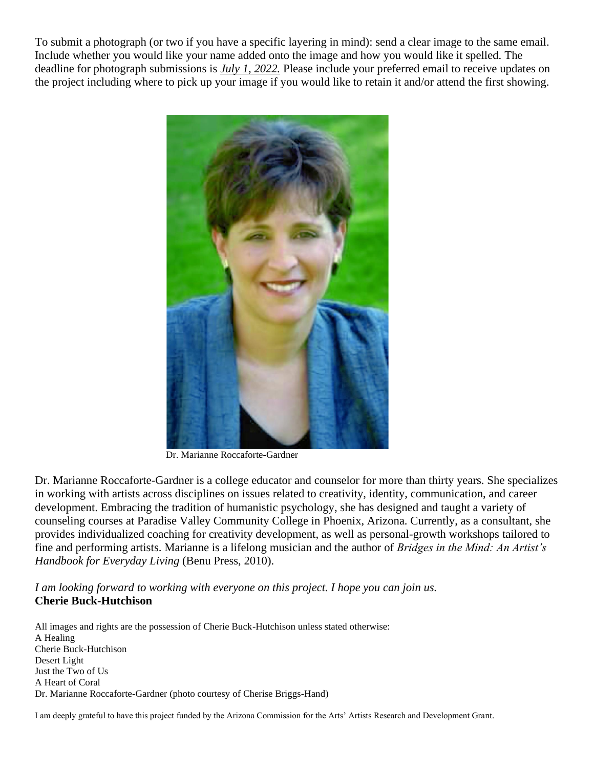To submit a photograph (or two if you have a specific layering in mind): send a clear image to the same email. Include whether you would like your name added onto the image and how you would like it spelled. The deadline for photograph submissions is ***July 1, 2022.*** Please include your preferred email to receive updates on the project including where to pick up your image if you would like to retain it and/or attend the first showing.

Dr. Marianne Roccaforte-Gardner

Dr. Marianne Roccaforte-Gardner is a college educator and counselor for more than thirty years. She specializes in working with artists across disciplines on issues related to creativity, identity, communication, and career development. Embracing the tradition of humanistic psychology, she has designed and taught a variety of counseling courses at Paradise Valley Community College in Phoenix, Arizona. Currently, as a consultant, she provides individualized coaching for creativity development, as well as personal-growth workshops tailored to fine and performing artists. Marianne is a lifelong musician and the author of *Bridges in the Mind: An Artist's Handbook for Everyday Living* (Benu Press, 2010).

*I am looking forward to working with everyone on this project. I hope you can join us.*
**Cherie Buck-Hutchison**

All images and rights are the possession of Cherie Buck-Hutchison unless stated otherwise:
A Healing
Cherie Buck-Hutchison
Desert Light
Just the Two of Us
A Heart of Coral
Dr. Marianne Roccaforte-Gardner (photo courtesy of Cherise Briggs-Hand)

I am deeply grateful to have this project funded by the Arizona Commission for the Arts' Artists Research and Development Grant.